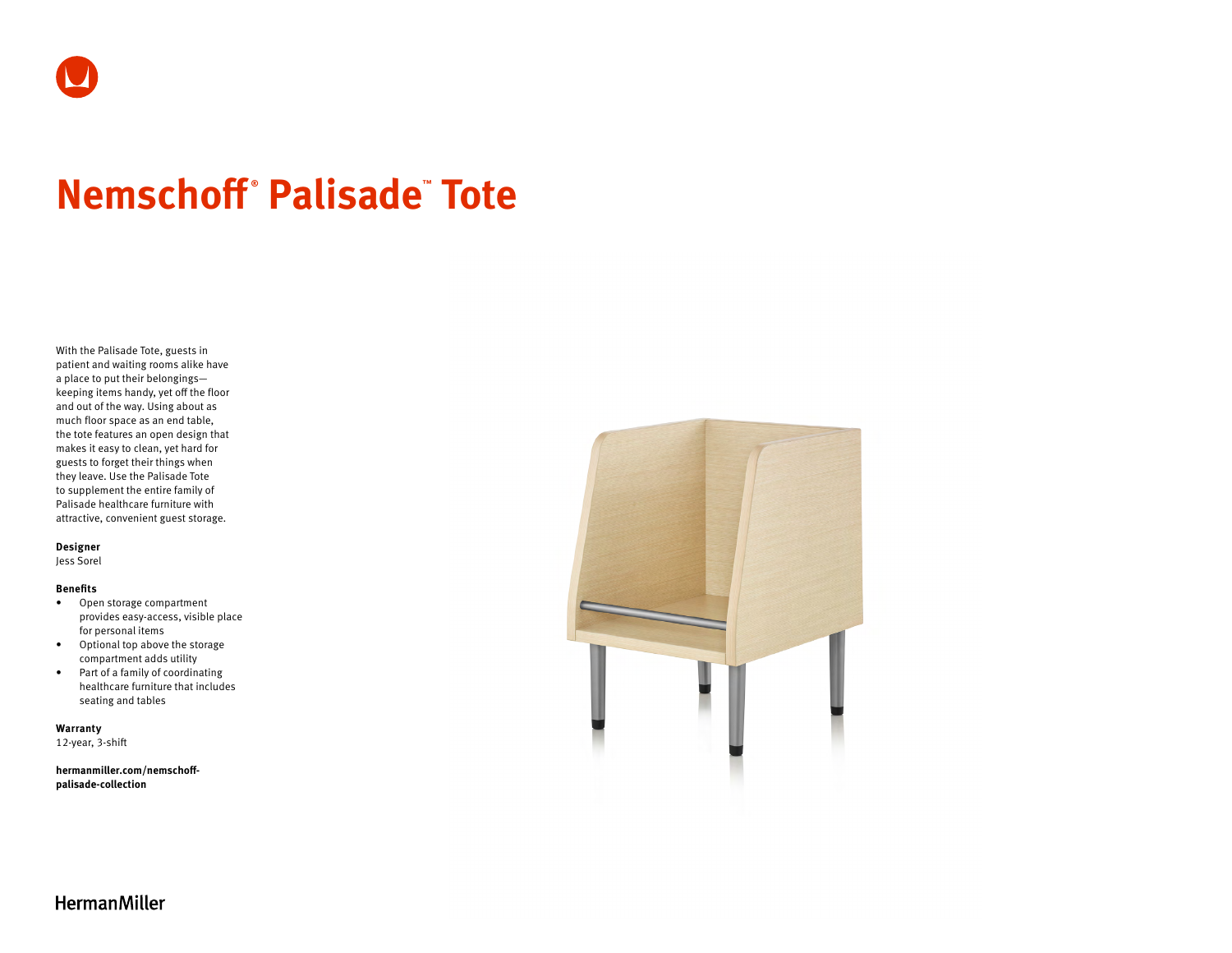# Nemschoff® Palisade™ Tote

With the Palisade Tote, guests in patient and waiting rooms alike have a place to put their belongings—keeping items handy, yet off the floor and out of the way. Using about as much floor space as an end table, the tote features an open design that makes it easy to clean, yet hard for guests to forget their things when they leave. Use the Palisade Tote to supplement the entire family of Palisade healthcare furniture with attractive, convenient guest storage.

**Designer**
Jess Sorel

**Benefits**

- Open storage compartment provides easy-access, visible place for personal items
- Optional top above the storage compartment adds utility
- Part of a family of coordinating healthcare furniture that includes seating and tables

**Warranty**
12-year, 3-shift

**hermanmiller.com/nemschoff-palisade-collection**

HermanMiller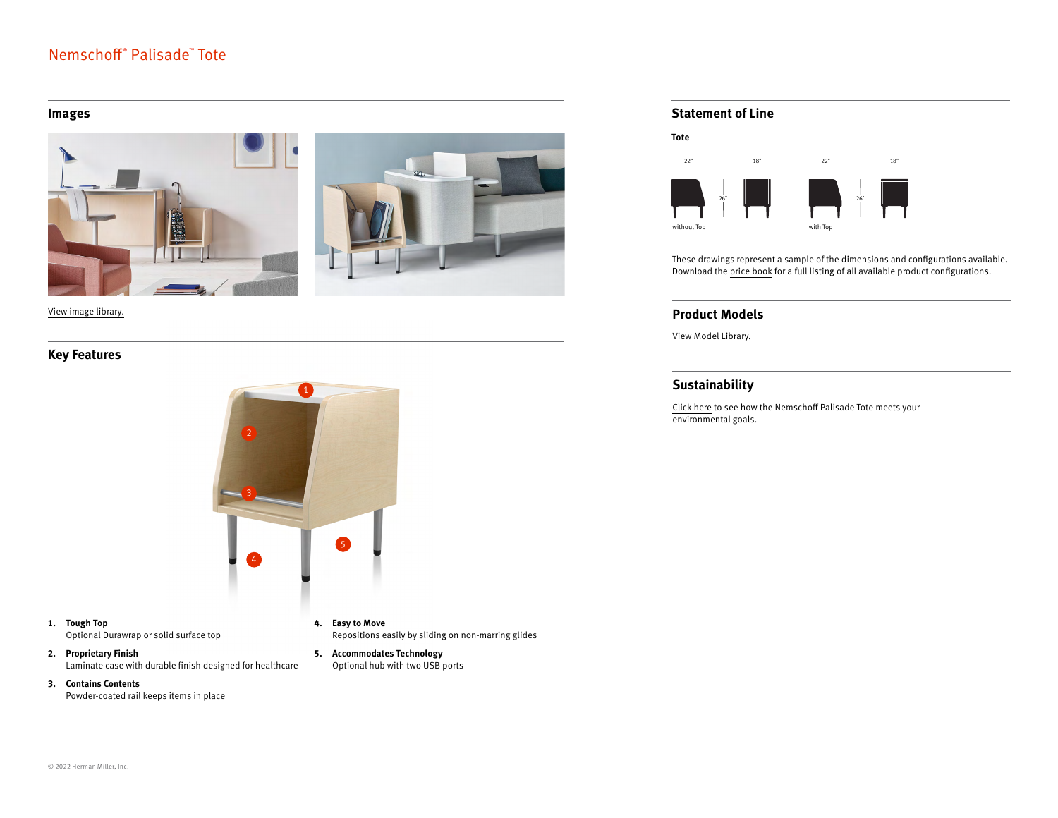# Nemschoff® Palisade™ Tote

## Images

View image library.

## Key Features

1. **Tough Top**
   Optional Durawrap or solid surface top
2. **Proprietary Finish**
   Laminate case with durable finish designed for healthcare
3. **Contains Contents**
   Powder-coated rail keeps items in place
4. **Easy to Move**
   Repositions easily by sliding on non-marring glides
5. **Accommodates Technology**
   Optional hub with two USB ports

## Statement of Line

**Tote**

22" 18" 26"
without Top

22" 18" 26"
with Top

These drawings represent a sample of the dimensions and configurations available. Download the price book for a full listing of all available product configurations.

## Product Models

View Model Library.

## Sustainability

Click here to see how the Nemschoff Palisade Tote meets your environmental goals.

© 2022 Herman Miller, Inc.